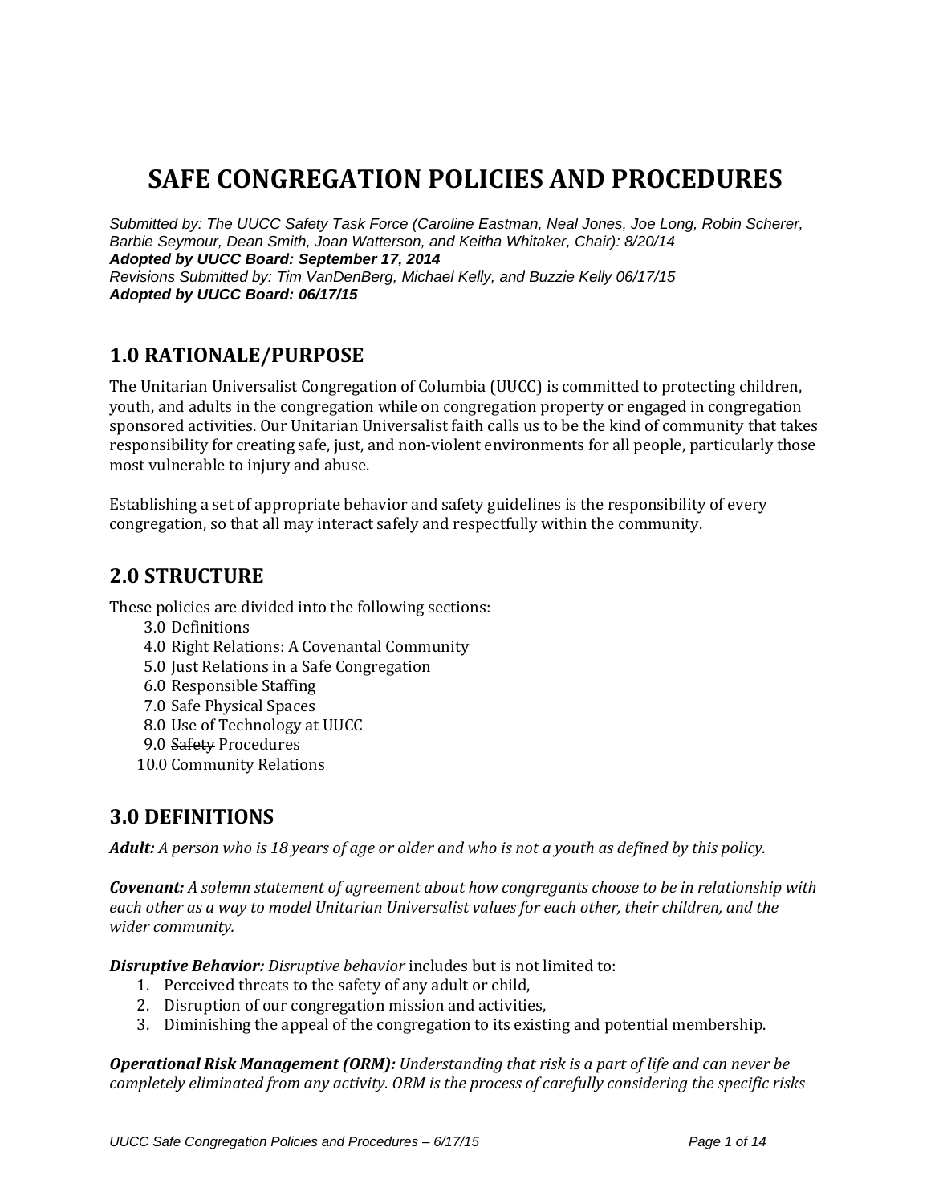# SAFE CONGREGATION POLICIES AND PROCEDURES

*Submitted by: The UUCC Safety Task Force (Caroline Eastman, Neal Jones, Joe Long, Robin Scherer, Barbie Seymour, Dean Smith, Joan Watterson, and Keitha Whitaker, Chair): 8/20/14*
***Adopted by UUCC Board: September 17, 2014***
*Revisions Submitted by: Tim VanDenBerg, Michael Kelly, and Buzzie Kelly 06/17/15*
***Adopted by UUCC Board: 06/17/15***

## 1.0 RATIONALE/PURPOSE

The Unitarian Universalist Congregation of Columbia (UUCC) is committed to protecting children, youth, and adults in the congregation while on congregation property or engaged in congregation sponsored activities. Our Unitarian Universalist faith calls us to be the kind of community that takes responsibility for creating safe, just, and non-violent environments for all people, particularly those most vulnerable to injury and abuse.

Establishing a set of appropriate behavior and safety guidelines is the responsibility of every congregation, so that all may interact safely and respectfully within the community.

## 2.0 STRUCTURE

These policies are divided into the following sections:

- 3.0 Definitions
- 4.0 Right Relations: A Covenantal Community
- 5.0 Just Relations in a Safe Congregation
- 6.0 Responsible Staffing
- 7.0 Safe Physical Spaces
- 8.0 Use of Technology at UUCC
- 9.0 ~~Safety~~ Procedures
- 10.0 Community Relations

## 3.0 DEFINITIONS

***Adult:*** *A person who is 18 years of age or older and who is not a youth as defined by this policy.*

***Covenant:*** *A solemn statement of agreement about how congregants choose to be in relationship with each other as a way to model Unitarian Universalist values for each other, their children, and the wider community.*

***Disruptive Behavior:*** *Disruptive behavior* includes but is not limited to:

1. Perceived threats to the safety of any adult or child,
2. Disruption of our congregation mission and activities,
3. Diminishing the appeal of the congregation to its existing and potential membership.

***Operational Risk Management (ORM):*** *Understanding that risk is a part of life and can never be completely eliminated from any activity. ORM is the process of carefully considering the specific risks*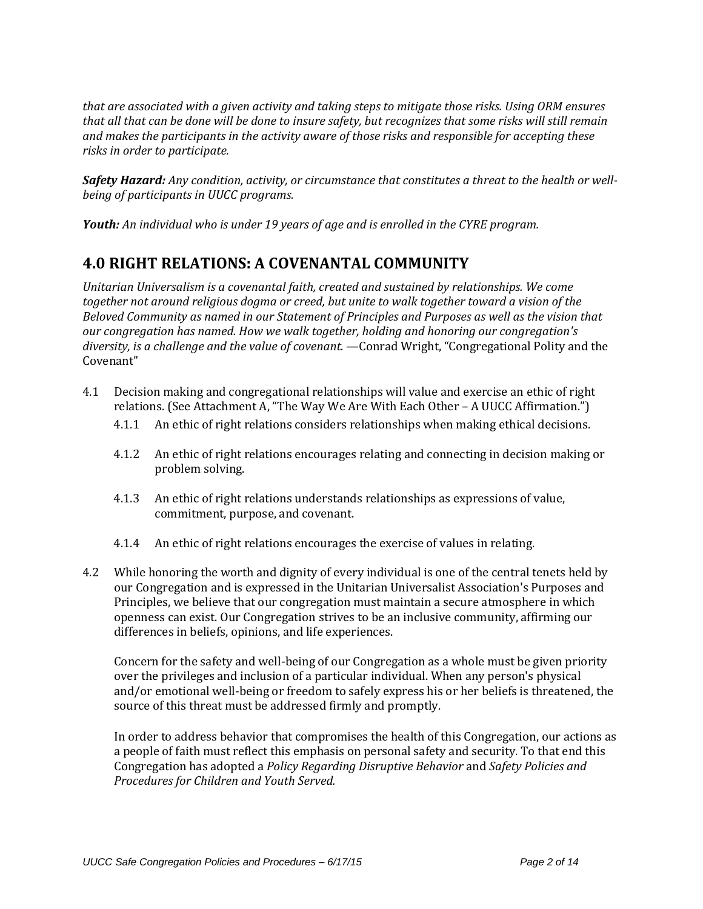*that are associated with a given activity and taking steps to mitigate those risks. Using ORM ensures that all that can be done will be done to insure safety, but recognizes that some risks will still remain and makes the participants in the activity aware of those risks and responsible for accepting these risks in order to participate.*

***Safety Hazard:*** *Any condition, activity, or circumstance that constitutes a threat to the health or well-being of participants in UUCC programs.*

***Youth:*** *An individual who is under 19 years of age and is enrolled in the CYRE program.*

## 4.0 RIGHT RELATIONS: A COVENANTAL COMMUNITY

*Unitarian Universalism is a covenantal faith, created and sustained by relationships. We come together not around religious dogma or creed, but unite to walk together toward a vision of the Beloved Community as named in our Statement of Principles and Purposes as well as the vision that our congregation has named. How we walk together, holding and honoring our congregation's diversity, is a challenge and the value of covenant.* —Conrad Wright, "Congregational Polity and the Covenant"

4.1 Decision making and congregational relationships will value and exercise an ethic of right relations. (See Attachment A, "The Way We Are With Each Other – A UUCC Affirmation.")

- 4.1.1 An ethic of right relations considers relationships when making ethical decisions.
- 4.1.2 An ethic of right relations encourages relating and connecting in decision making or problem solving.
- 4.1.3 An ethic of right relations understands relationships as expressions of value, commitment, purpose, and covenant.
- 4.1.4 An ethic of right relations encourages the exercise of values in relating.

4.2 While honoring the worth and dignity of every individual is one of the central tenets held by our Congregation and is expressed in the Unitarian Universalist Association's Purposes and Principles, we believe that our congregation must maintain a secure atmosphere in which openness can exist. Our Congregation strives to be an inclusive community, affirming our differences in beliefs, opinions, and life experiences.

Concern for the safety and well-being of our Congregation as a whole must be given priority over the privileges and inclusion of a particular individual. When any person's physical and/or emotional well-being or freedom to safely express his or her beliefs is threatened, the source of this threat must be addressed firmly and promptly.

In order to address behavior that compromises the health of this Congregation, our actions as a people of faith must reflect this emphasis on personal safety and security. To that end this Congregation has adopted a *Policy Regarding Disruptive Behavior* and *Safety Policies and Procedures for Children and Youth Served.*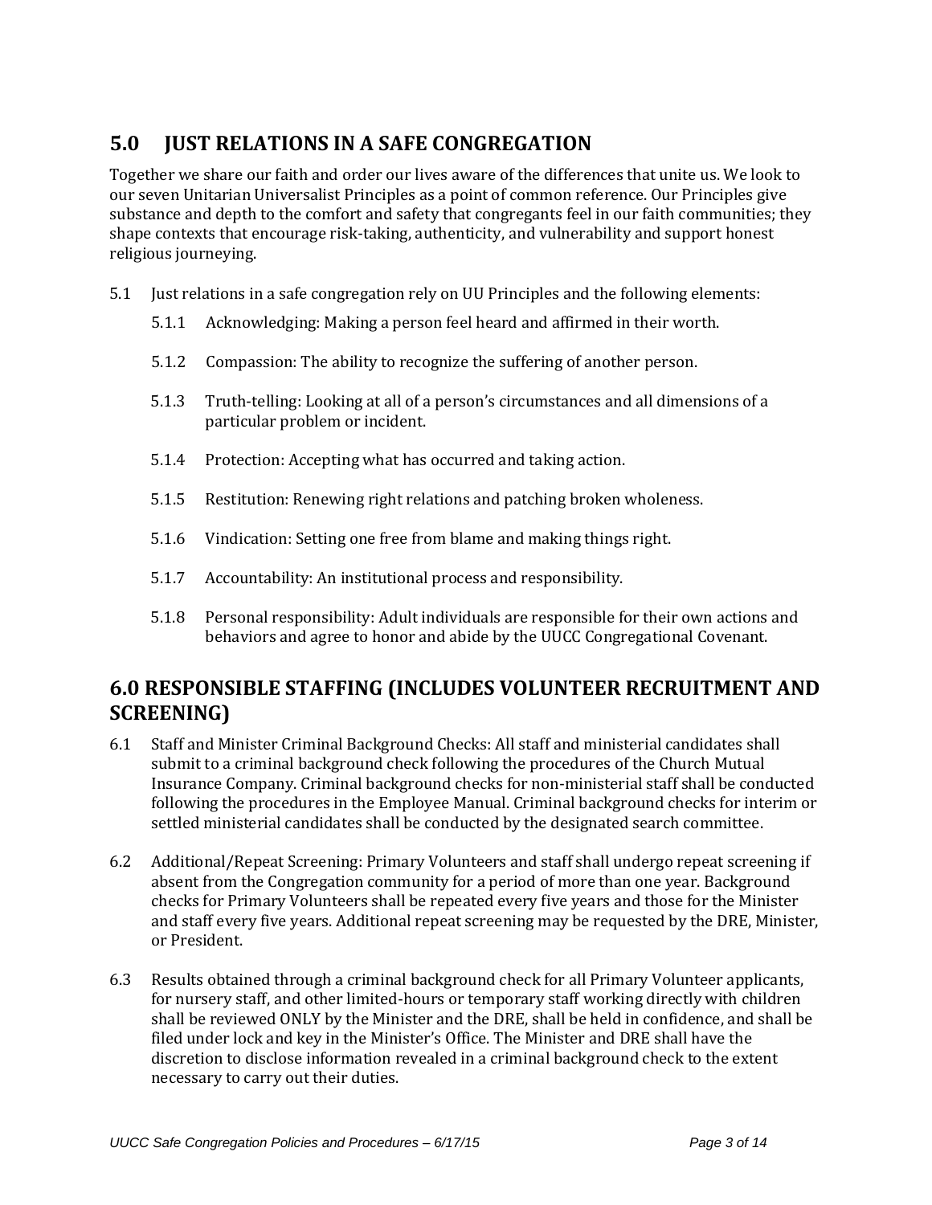## 5.0 JUST RELATIONS IN A SAFE CONGREGATION

Together we share our faith and order our lives aware of the differences that unite us. We look to our seven Unitarian Universalist Principles as a point of common reference. Our Principles give substance and depth to the comfort and safety that congregants feel in our faith communities; they shape contexts that encourage risk-taking, authenticity, and vulnerability and support honest religious journeying.

5.1 Just relations in a safe congregation rely on UU Principles and the following elements:

- 5.1.1 Acknowledging: Making a person feel heard and affirmed in their worth.
- 5.1.2 Compassion: The ability to recognize the suffering of another person.
- 5.1.3 Truth-telling: Looking at all of a person's circumstances and all dimensions of a particular problem or incident.
- 5.1.4 Protection: Accepting what has occurred and taking action.
- 5.1.5 Restitution: Renewing right relations and patching broken wholeness.
- 5.1.6 Vindication: Setting one free from blame and making things right.
- 5.1.7 Accountability: An institutional process and responsibility.
- 5.1.8 Personal responsibility: Adult individuals are responsible for their own actions and behaviors and agree to honor and abide by the UUCC Congregational Covenant.

## 6.0 RESPONSIBLE STAFFING (INCLUDES VOLUNTEER RECRUITMENT AND SCREENING)

6.1 Staff and Minister Criminal Background Checks: All staff and ministerial candidates shall submit to a criminal background check following the procedures of the Church Mutual Insurance Company. Criminal background checks for non-ministerial staff shall be conducted following the procedures in the Employee Manual. Criminal background checks for interim or settled ministerial candidates shall be conducted by the designated search committee.

6.2 Additional/Repeat Screening: Primary Volunteers and staff shall undergo repeat screening if absent from the Congregation community for a period of more than one year. Background checks for Primary Volunteers shall be repeated every five years and those for the Minister and staff every five years. Additional repeat screening may be requested by the DRE, Minister, or President.

6.3 Results obtained through a criminal background check for all Primary Volunteer applicants, for nursery staff, and other limited-hours or temporary staff working directly with children shall be reviewed ONLY by the Minister and the DRE, shall be held in confidence, and shall be filed under lock and key in the Minister's Office. The Minister and DRE shall have the discretion to disclose information revealed in a criminal background check to the extent necessary to carry out their duties.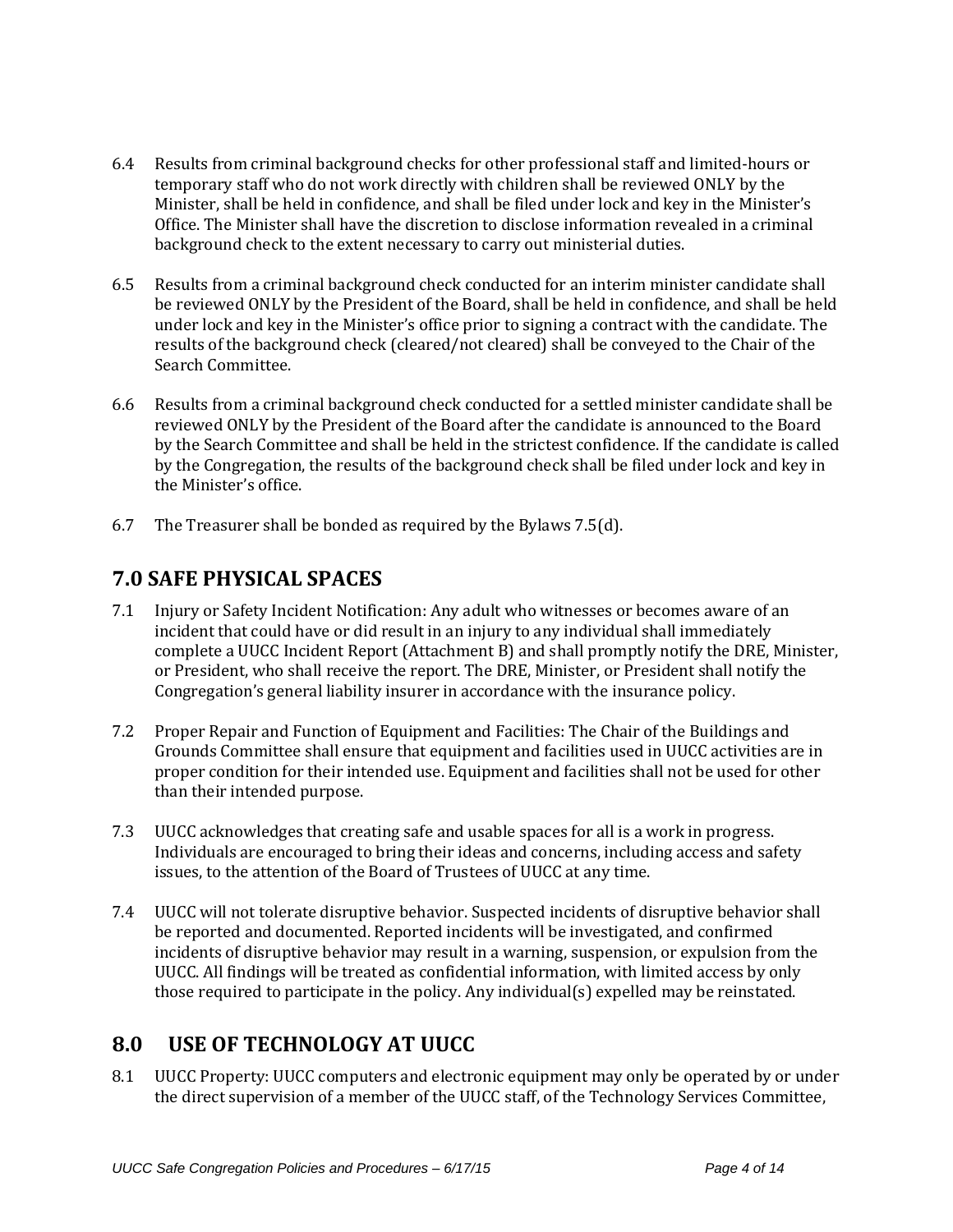6.4 Results from criminal background checks for other professional staff and limited-hours or temporary staff who do not work directly with children shall be reviewed ONLY by the Minister, shall be held in confidence, and shall be filed under lock and key in the Minister's Office. The Minister shall have the discretion to disclose information revealed in a criminal background check to the extent necessary to carry out ministerial duties.

6.5 Results from a criminal background check conducted for an interim minister candidate shall be reviewed ONLY by the President of the Board, shall be held in confidence, and shall be held under lock and key in the Minister's office prior to signing a contract with the candidate. The results of the background check (cleared/not cleared) shall be conveyed to the Chair of the Search Committee.

6.6 Results from a criminal background check conducted for a settled minister candidate shall be reviewed ONLY by the President of the Board after the candidate is announced to the Board by the Search Committee and shall be held in the strictest confidence. If the candidate is called by the Congregation, the results of the background check shall be filed under lock and key in the Minister's office.

6.7 The Treasurer shall be bonded as required by the Bylaws 7.5(d).

## 7.0 SAFE PHYSICAL SPACES

7.1 Injury or Safety Incident Notification: Any adult who witnesses or becomes aware of an incident that could have or did result in an injury to any individual shall immediately complete a UUCC Incident Report (Attachment B) and shall promptly notify the DRE, Minister, or President, who shall receive the report. The DRE, Minister, or President shall notify the Congregation's general liability insurer in accordance with the insurance policy.

7.2 Proper Repair and Function of Equipment and Facilities: The Chair of the Buildings and Grounds Committee shall ensure that equipment and facilities used in UUCC activities are in proper condition for their intended use. Equipment and facilities shall not be used for other than their intended purpose.

7.3 UUCC acknowledges that creating safe and usable spaces for all is a work in progress. Individuals are encouraged to bring their ideas and concerns, including access and safety issues, to the attention of the Board of Trustees of UUCC at any time.

7.4 UUCC will not tolerate disruptive behavior. Suspected incidents of disruptive behavior shall be reported and documented. Reported incidents will be investigated, and confirmed incidents of disruptive behavior may result in a warning, suspension, or expulsion from the UUCC. All findings will be treated as confidential information, with limited access by only those required to participate in the policy. Any individual(s) expelled may be reinstated.

## 8.0 USE OF TECHNOLOGY AT UUCC

8.1 UUCC Property: UUCC computers and electronic equipment may only be operated by or under the direct supervision of a member of the UUCC staff, of the Technology Services Committee,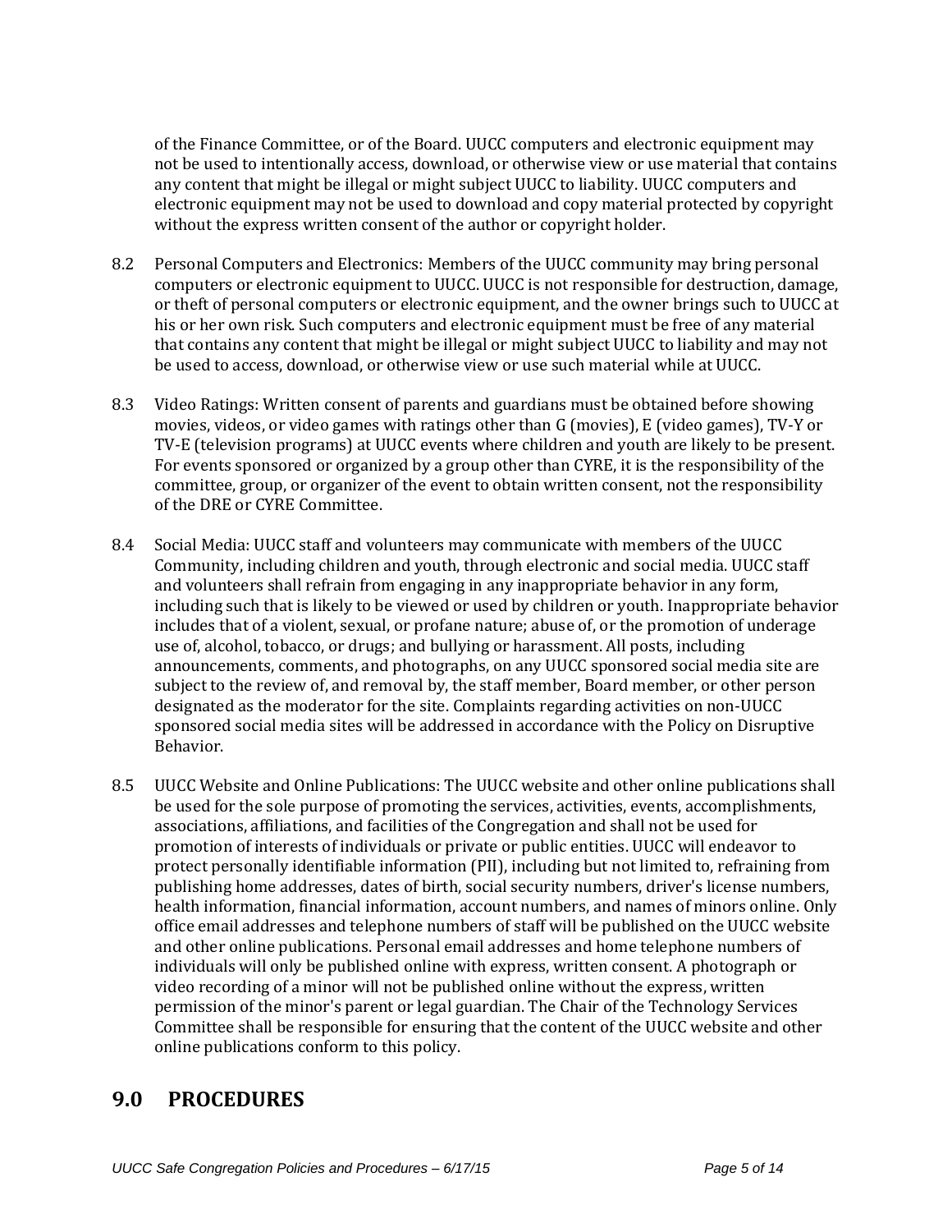of the Finance Committee, or of the Board. UUCC computers and electronic equipment may not be used to intentionally access, download, or otherwise view or use material that contains any content that might be illegal or might subject UUCC to liability. UUCC computers and electronic equipment may not be used to download and copy material protected by copyright without the express written consent of the author or copyright holder.

8.2 Personal Computers and Electronics: Members of the UUCC community may bring personal computers or electronic equipment to UUCC. UUCC is not responsible for destruction, damage, or theft of personal computers or electronic equipment, and the owner brings such to UUCC at his or her own risk. Such computers and electronic equipment must be free of any material that contains any content that might be illegal or might subject UUCC to liability and may not be used to access, download, or otherwise view or use such material while at UUCC.

8.3 Video Ratings: Written consent of parents and guardians must be obtained before showing movies, videos, or video games with ratings other than G (movies), E (video games), TV-Y or TV-E (television programs) at UUCC events where children and youth are likely to be present. For events sponsored or organized by a group other than CYRE, it is the responsibility of the committee, group, or organizer of the event to obtain written consent, not the responsibility of the DRE or CYRE Committee.

8.4 Social Media: UUCC staff and volunteers may communicate with members of the UUCC Community, including children and youth, through electronic and social media. UUCC staff and volunteers shall refrain from engaging in any inappropriate behavior in any form, including such that is likely to be viewed or used by children or youth. Inappropriate behavior includes that of a violent, sexual, or profane nature; abuse of, or the promotion of underage use of, alcohol, tobacco, or drugs; and bullying or harassment. All posts, including announcements, comments, and photographs, on any UUCC sponsored social media site are subject to the review of, and removal by, the staff member, Board member, or other person designated as the moderator for the site. Complaints regarding activities on non-UUCC sponsored social media sites will be addressed in accordance with the Policy on Disruptive Behavior.

8.5 UUCC Website and Online Publications: The UUCC website and other online publications shall be used for the sole purpose of promoting the services, activities, events, accomplishments, associations, affiliations, and facilities of the Congregation and shall not be used for promotion of interests of individuals or private or public entities. UUCC will endeavor to protect personally identifiable information (PII), including but not limited to, refraining from publishing home addresses, dates of birth, social security numbers, driver's license numbers, health information, financial information, account numbers, and names of minors online. Only office email addresses and telephone numbers of staff will be published on the UUCC website and other online publications. Personal email addresses and home telephone numbers of individuals will only be published online with express, written consent. A photograph or video recording of a minor will not be published online without the express, written permission of the minor's parent or legal guardian. The Chair of the Technology Services Committee shall be responsible for ensuring that the content of the UUCC website and other online publications conform to this policy.

## 9.0 PROCEDURES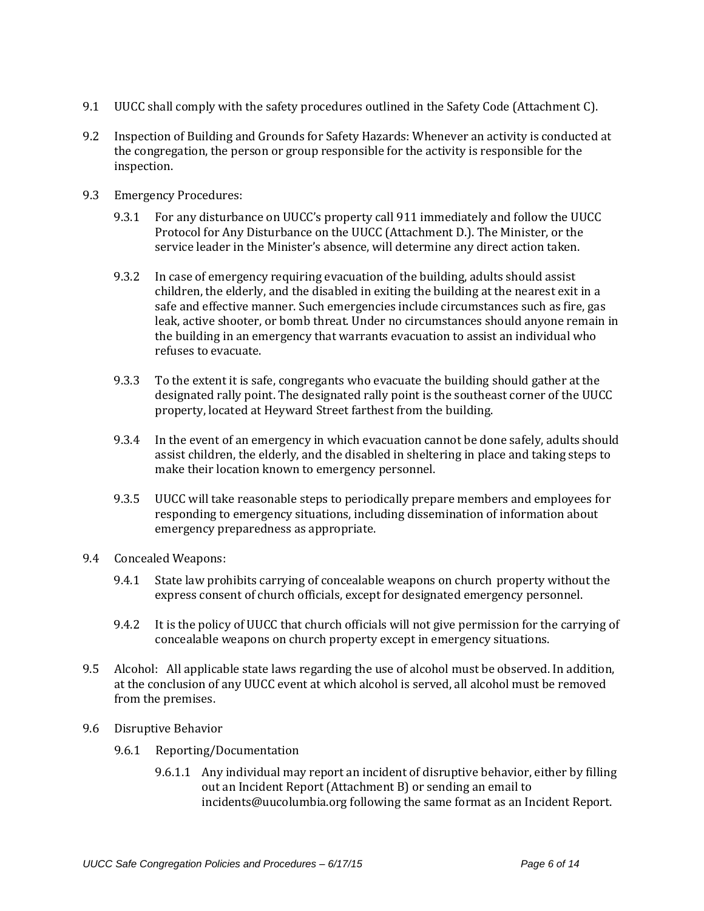9.1 UUCC shall comply with the safety procedures outlined in the Safety Code (Attachment C).

9.2 Inspection of Building and Grounds for Safety Hazards: Whenever an activity is conducted at the congregation, the person or group responsible for the activity is responsible for the inspection.

9.3 Emergency Procedures:

9.3.1 For any disturbance on UUCC's property call 911 immediately and follow the UUCC Protocol for Any Disturbance on the UUCC (Attachment D.). The Minister, or the service leader in the Minister's absence, will determine any direct action taken.

9.3.2 In case of emergency requiring evacuation of the building, adults should assist children, the elderly, and the disabled in exiting the building at the nearest exit in a safe and effective manner. Such emergencies include circumstances such as fire, gas leak, active shooter, or bomb threat. Under no circumstances should anyone remain in the building in an emergency that warrants evacuation to assist an individual who refuses to evacuate.

9.3.3 To the extent it is safe, congregants who evacuate the building should gather at the designated rally point. The designated rally point is the southeast corner of the UUCC property, located at Heyward Street farthest from the building.

9.3.4 In the event of an emergency in which evacuation cannot be done safely, adults should assist children, the elderly, and the disabled in sheltering in place and taking steps to make their location known to emergency personnel.

9.3.5 UUCC will take reasonable steps to periodically prepare members and employees for responding to emergency situations, including dissemination of information about emergency preparedness as appropriate.

9.4 Concealed Weapons:

9.4.1 State law prohibits carrying of concealable weapons on church property without the express consent of church officials, except for designated emergency personnel.

9.4.2 It is the policy of UUCC that church officials will not give permission for the carrying of concealable weapons on church property except in emergency situations.

9.5 Alcohol: All applicable state laws regarding the use of alcohol must be observed. In addition, at the conclusion of any UUCC event at which alcohol is served, all alcohol must be removed from the premises.

9.6 Disruptive Behavior

9.6.1 Reporting/Documentation

9.6.1.1 Any individual may report an incident of disruptive behavior, either by filling out an Incident Report (Attachment B) or sending an email to incidents@uucolumbia.org following the same format as an Incident Report.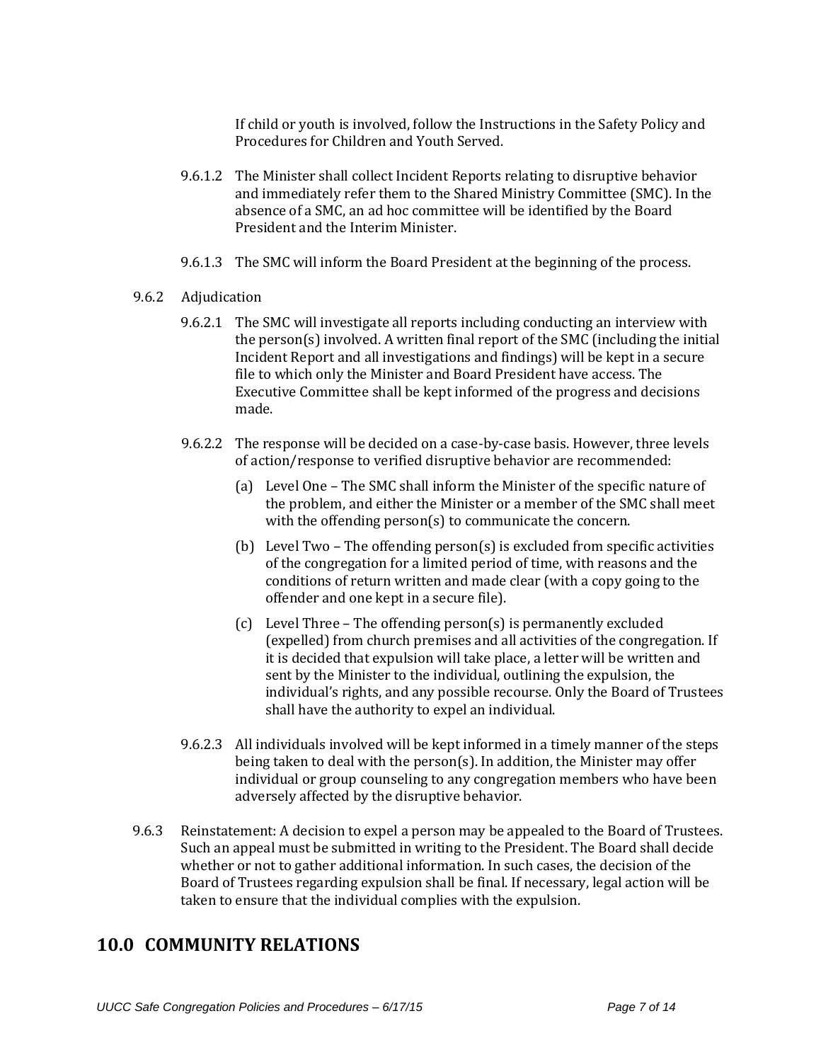If child or youth is involved, follow the Instructions in the Safety Policy and Procedures for Children and Youth Served.

9.6.1.2 The Minister shall collect Incident Reports relating to disruptive behavior and immediately refer them to the Shared Ministry Committee (SMC). In the absence of a SMC, an ad hoc committee will be identified by the Board President and the Interim Minister.

9.6.1.3 The SMC will inform the Board President at the beginning of the process.

9.6.2 Adjudication

9.6.2.1 The SMC will investigate all reports including conducting an interview with the person(s) involved. A written final report of the SMC (including the initial Incident Report and all investigations and findings) will be kept in a secure file to which only the Minister and Board President have access. The Executive Committee shall be kept informed of the progress and decisions made.

9.6.2.2 The response will be decided on a case-by-case basis. However, three levels of action/response to verified disruptive behavior are recommended:

(a) Level One – The SMC shall inform the Minister of the specific nature of the problem, and either the Minister or a member of the SMC shall meet with the offending person(s) to communicate the concern.

(b) Level Two – The offending person(s) is excluded from specific activities of the congregation for a limited period of time, with reasons and the conditions of return written and made clear (with a copy going to the offender and one kept in a secure file).

(c) Level Three – The offending person(s) is permanently excluded (expelled) from church premises and all activities of the congregation. If it is decided that expulsion will take place, a letter will be written and sent by the Minister to the individual, outlining the expulsion, the individual's rights, and any possible recourse. Only the Board of Trustees shall have the authority to expel an individual.

9.6.2.3 All individuals involved will be kept informed in a timely manner of the steps being taken to deal with the person(s). In addition, the Minister may offer individual or group counseling to any congregation members who have been adversely affected by the disruptive behavior.

9.6.3 Reinstatement: A decision to expel a person may be appealed to the Board of Trustees. Such an appeal must be submitted in writing to the President. The Board shall decide whether or not to gather additional information. In such cases, the decision of the Board of Trustees regarding expulsion shall be final. If necessary, legal action will be taken to ensure that the individual complies with the expulsion.

## 10.0 COMMUNITY RELATIONS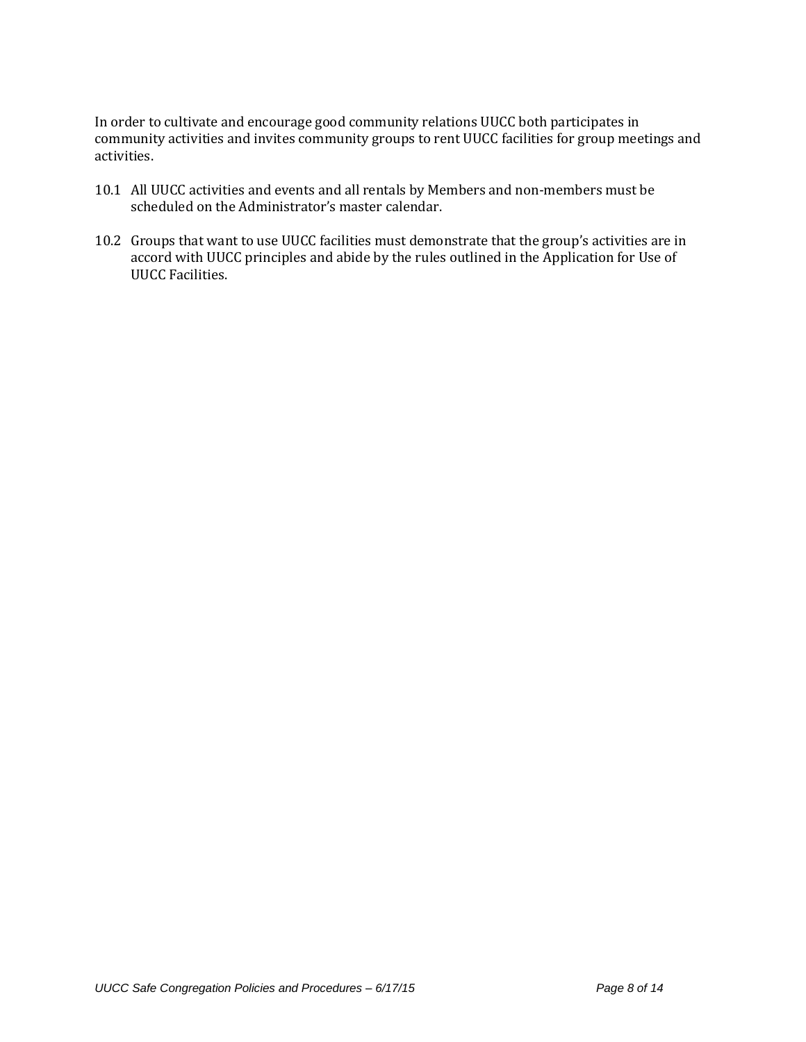In order to cultivate and encourage good community relations UUCC both participates in community activities and invites community groups to rent UUCC facilities for group meetings and activities.

10.1 All UUCC activities and events and all rentals by Members and non-members must be scheduled on the Administrator's master calendar.

10.2 Groups that want to use UUCC facilities must demonstrate that the group's activities are in accord with UUCC principles and abide by the rules outlined in the Application for Use of UUCC Facilities.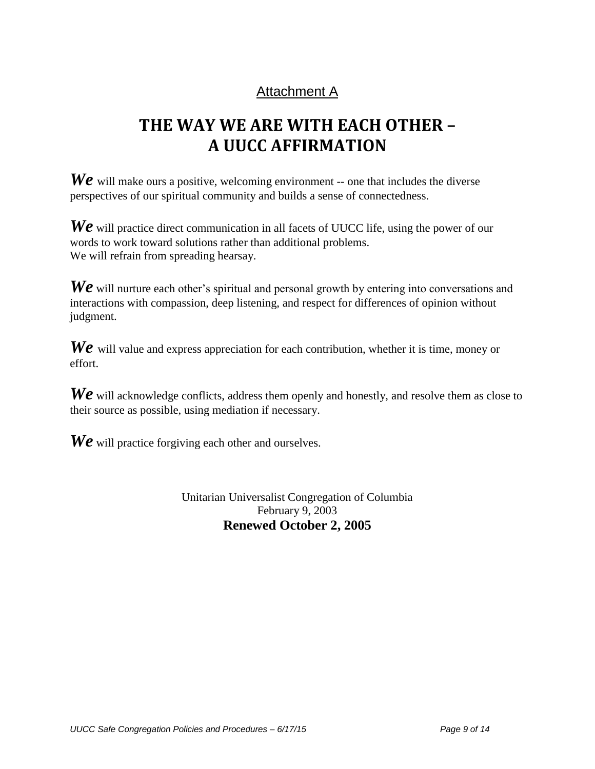Attachment A

# THE WAY WE ARE WITH EACH OTHER – A UUCC AFFIRMATION

***We*** will make ours a positive, welcoming environment -- one that includes the diverse perspectives of our spiritual community and builds a sense of connectedness.

***We*** will practice direct communication in all facets of UUCC life, using the power of our words to work toward solutions rather than additional problems.
We will refrain from spreading hearsay.

***We*** will nurture each other's spiritual and personal growth by entering into conversations and interactions with compassion, deep listening, and respect for differences of opinion without judgment.

***We*** will value and express appreciation for each contribution, whether it is time, money or effort.

***We*** will acknowledge conflicts, address them openly and honestly, and resolve them as close to their source as possible, using mediation if necessary.

***We*** will practice forgiving each other and ourselves.

Unitarian Universalist Congregation of Columbia
February 9, 2003
**Renewed October 2, 2005**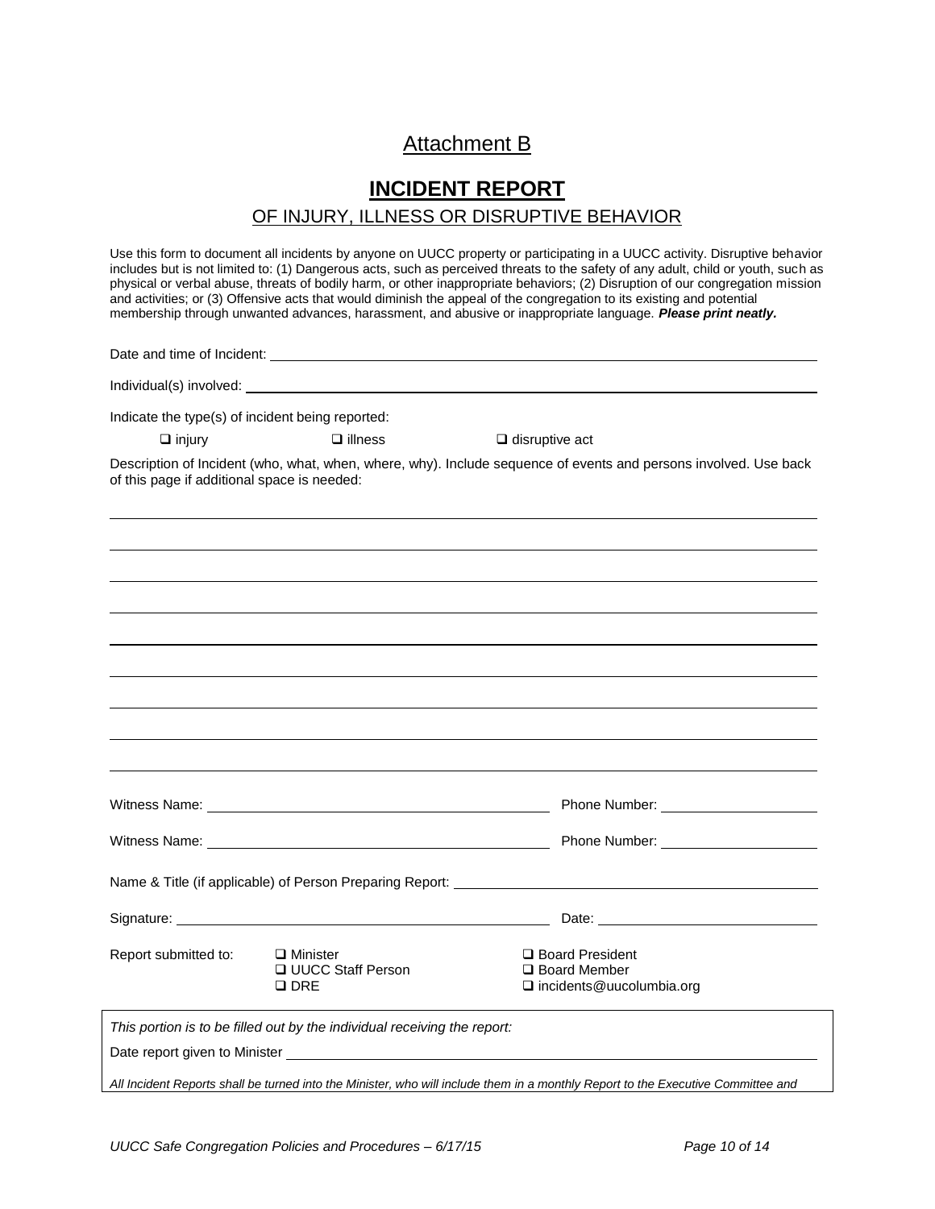## Attachment B

# INCIDENT REPORT

## OF INJURY, ILLNESS OR DISRUPTIVE BEHAVIOR

Use this form to document all incidents by anyone on UUCC property or participating in a UUCC activity. Disruptive behavior includes but is not limited to: (1) Dangerous acts, such as perceived threats to the safety of any adult, child or youth, such as physical or verbal abuse, threats of bodily harm, or other inappropriate behaviors; (2) Disruption of our congregation mission and activities; or (3) Offensive acts that would diminish the appeal of the congregation to its existing and potential membership through unwanted advances, harassment, and abusive or inappropriate language. ***Please print neatly.***

Date and time of Incident: ______________________________

Individual(s) involved: ______________________________

Indicate the type(s) of incident being reported:

- ❑ injury
- ❑ illness
- ❑ disruptive act

Description of Incident (who, what, when, where, why). Include sequence of events and persons involved. Use back of this page if additional space is needed:

______________________________

______________________________

______________________________

______________________________

______________________________

______________________________

______________________________

______________________________

______________________________

Witness Name: ______________________________ Phone Number: ______________

Witness Name: ______________________________ Phone Number: ______________

Name & Title (if applicable) of Person Preparing Report: ______________________________

Signature: ______________________________ Date: ______________

Report submitted to:

- ❑ Minister
- ❑ UUCC Staff Person
- ❑ DRE
- ❑ Board President
- ❑ Board Member
- ❑ incidents@uucolumbia.org

*This portion is to be filled out by the individual receiving the report:*

Date report given to Minister ______________________________

*All Incident Reports shall be turned into the Minister, who will include them in a monthly Report to the Executive Committee and*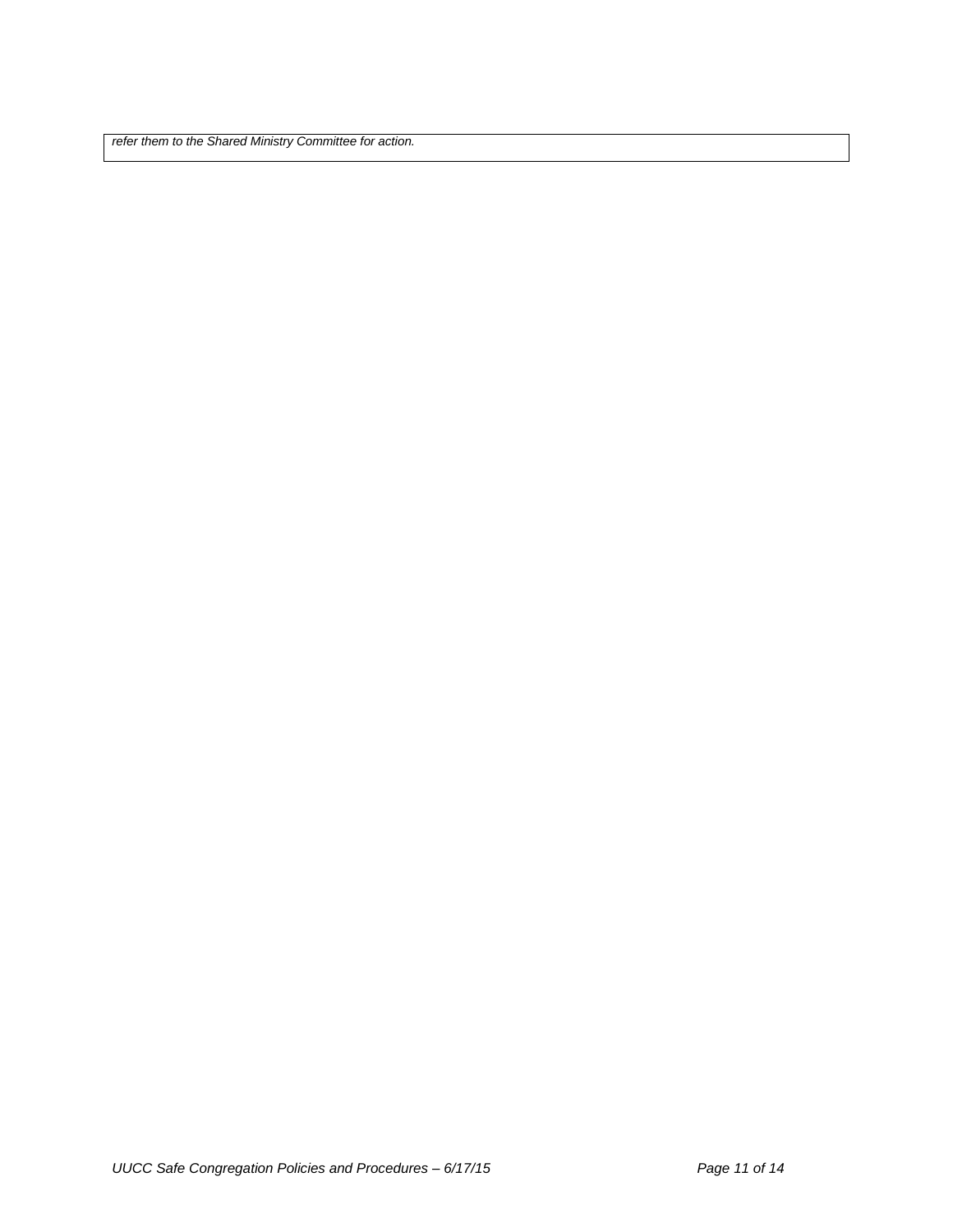*refer them to the Shared Ministry Committee for action.*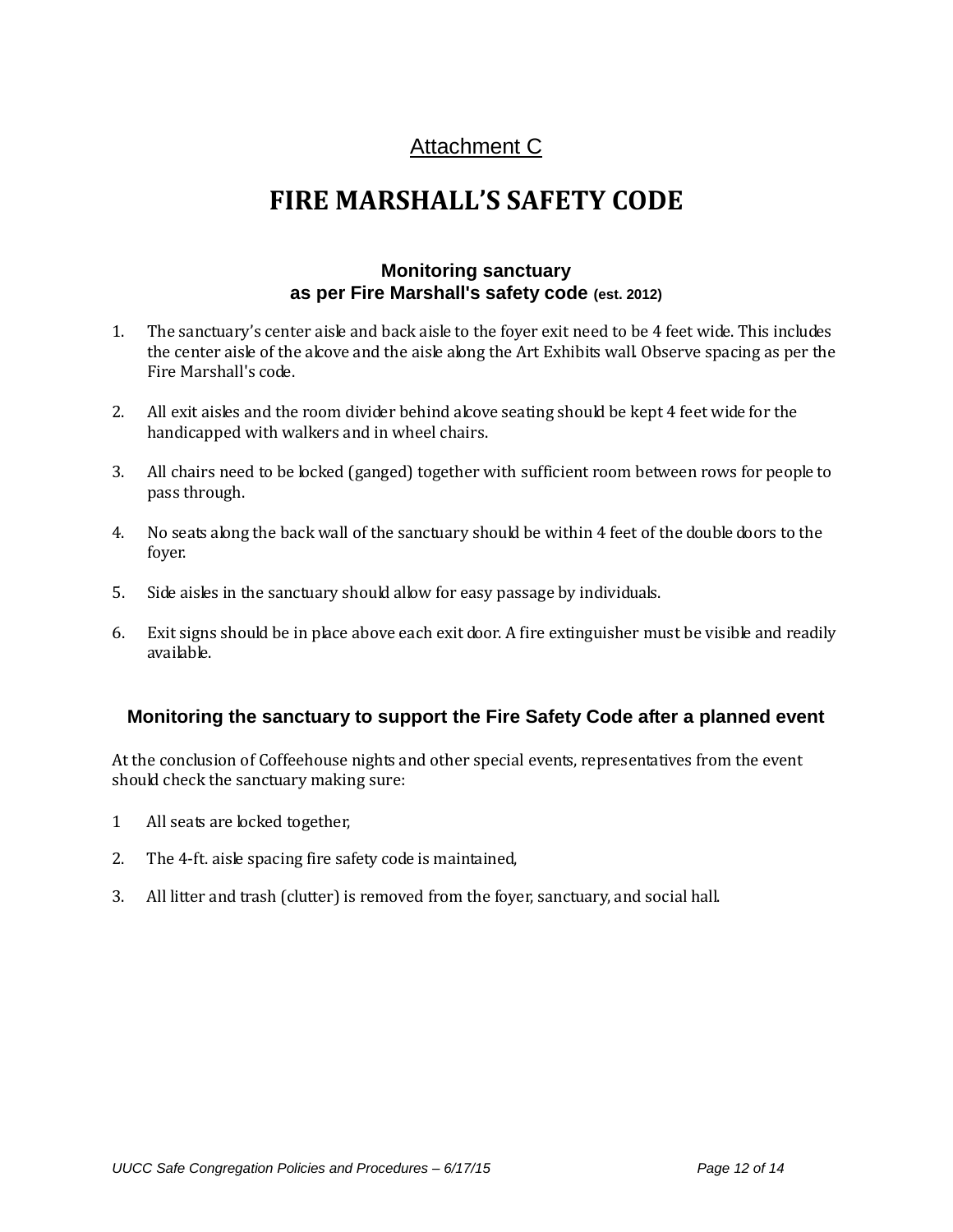Attachment C

# FIRE MARSHALL'S SAFETY CODE

### Monitoring sanctuary as per Fire Marshall's safety code (est. 2012)

1. The sanctuary's center aisle and back aisle to the foyer exit need to be 4 feet wide. This includes the center aisle of the alcove and the aisle along the Art Exhibits wall. Observe spacing as per the Fire Marshall's code.

2. All exit aisles and the room divider behind alcove seating should be kept 4 feet wide for the handicapped with walkers and in wheel chairs.

3. All chairs need to be locked (ganged) together with sufficient room between rows for people to pass through.

4. No seats along the back wall of the sanctuary should be within 4 feet of the double doors to the foyer.

5. Side aisles in the sanctuary should allow for easy passage by individuals.

6. Exit signs should be in place above each exit door. A fire extinguisher must be visible and readily available.

### Monitoring the sanctuary to support the Fire Safety Code after a planned event

At the conclusion of Coffeehouse nights and other special events, representatives from the event should check the sanctuary making sure:

1 All seats are locked together,

2. The 4-ft. aisle spacing fire safety code is maintained,

3. All litter and trash (clutter) is removed from the foyer, sanctuary, and social hall.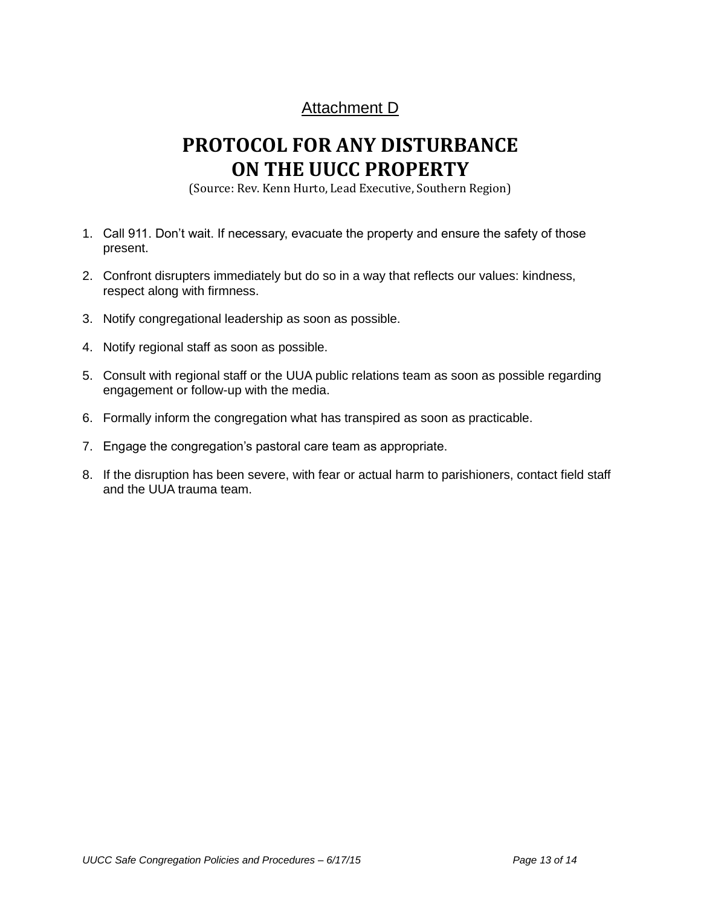Attachment D

# PROTOCOL FOR ANY DISTURBANCE ON THE UUCC PROPERTY

(Source: Rev. Kenn Hurto, Lead Executive, Southern Region)

1. Call 911. Don't wait. If necessary, evacuate the property and ensure the safety of those present.
2. Confront disrupters immediately but do so in a way that reflects our values: kindness, respect along with firmness.
3. Notify congregational leadership as soon as possible.
4. Notify regional staff as soon as possible.
5. Consult with regional staff or the UUA public relations team as soon as possible regarding engagement or follow-up with the media.
6. Formally inform the congregation what has transpired as soon as practicable.
7. Engage the congregation's pastoral care team as appropriate.
8. If the disruption has been severe, with fear or actual harm to parishioners, contact field staff and the UUA trauma team.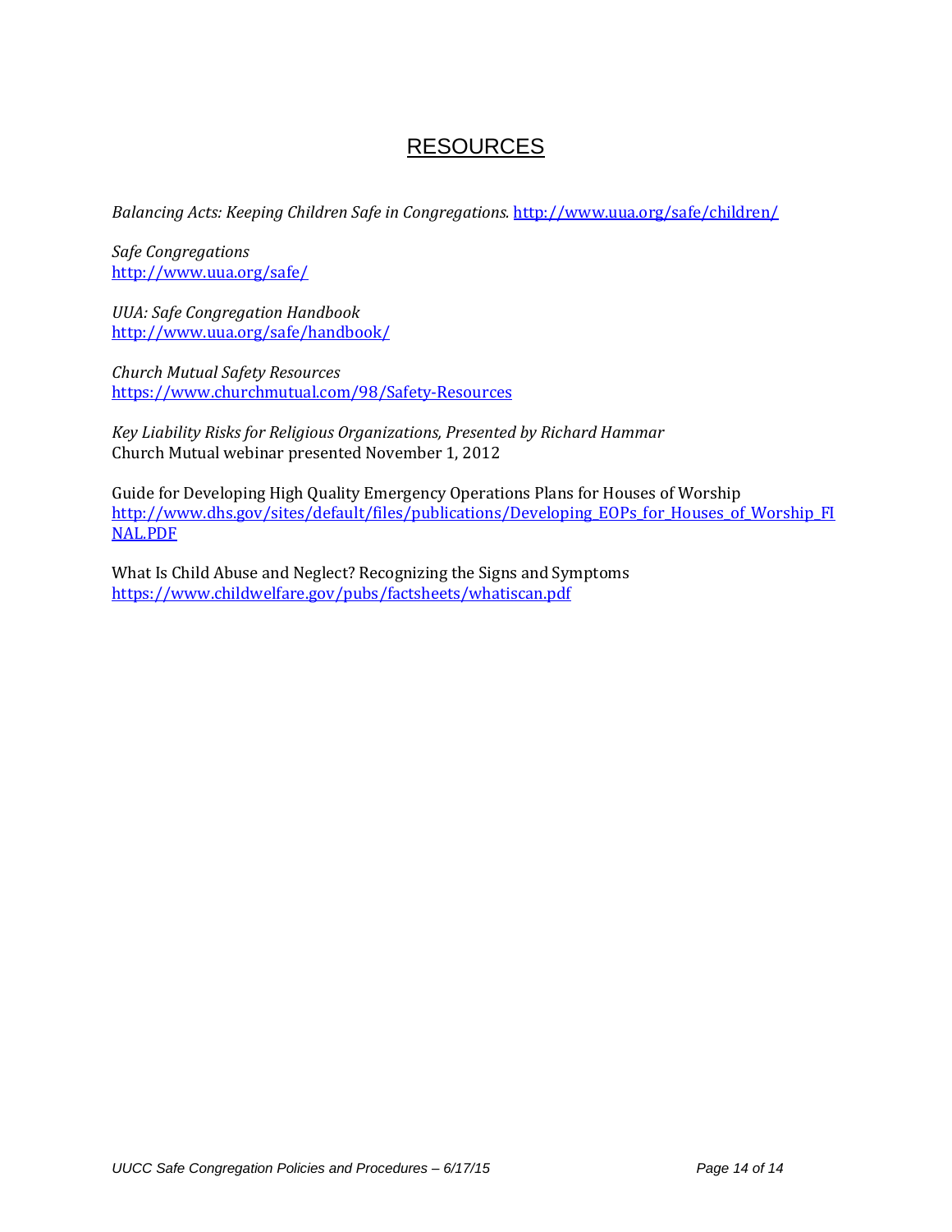# RESOURCES

*Balancing Acts: Keeping Children Safe in Congregations.* http://www.uua.org/safe/children/

*Safe Congregations*
http://www.uua.org/safe/

*UUA: Safe Congregation Handbook*
http://www.uua.org/safe/handbook/

*Church Mutual Safety Resources*
https://www.churchmutual.com/98/Safety-Resources

*Key Liability Risks for Religious Organizations, Presented by Richard Hammar*
Church Mutual webinar presented November 1, 2012

Guide for Developing High Quality Emergency Operations Plans for Houses of Worship
http://www.dhs.gov/sites/default/files/publications/Developing_EOPs_for_Houses_of_Worship_FINAL.PDF

What Is Child Abuse and Neglect? Recognizing the Signs and Symptoms
https://www.childwelfare.gov/pubs/factsheets/whatiscan.pdf